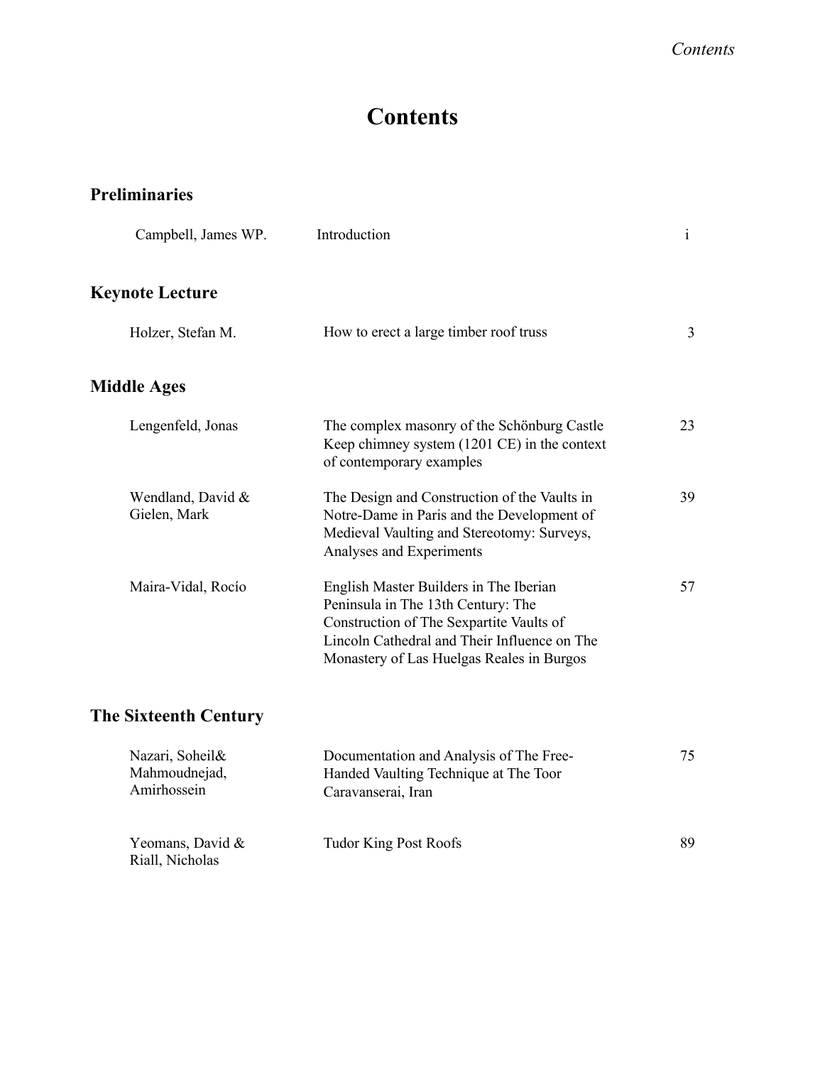# Contents

## Preliminaries

| Author | Title | Page |
|---|---|---|
| Campbell, James WP. | Introduction | i |

## Keynote Lecture

| Author | Title | Page |
|---|---|---|
| Holzer, Stefan M. | How to erect a large timber roof truss | 3 |

## Middle Ages

| Author | Title | Page |
|---|---|---|
| Lengenfeld, Jonas | The complex masonry of the Schönburg Castle Keep chimney system (1201 CE) in the context of contemporary examples | 23 |
| Wendland, David & Gielen, Mark | The Design and Construction of the Vaults in Notre-Dame in Paris and the Development of Medieval Vaulting and Stereotomy: Surveys, Analyses and Experiments | 39 |
| Maira-Vidal, Rocío | English Master Builders in The Iberian Peninsula in The 13th Century: The Construction of The Sexpartite Vaults of Lincoln Cathedral and Their Influence on The Monastery of Las Huelgas Reales in Burgos | 57 |

## The Sixteenth Century

| Author | Title | Page |
|---|---|---|
| Nazari, Soheil& Mahmoudnejad, Amirhossein | Documentation and Analysis of The Free-Handed Vaulting Technique at The Toor Caravanserai, Iran | 75 |
| Yeomans, David & Riall, Nicholas | Tudor King Post Roofs | 89 |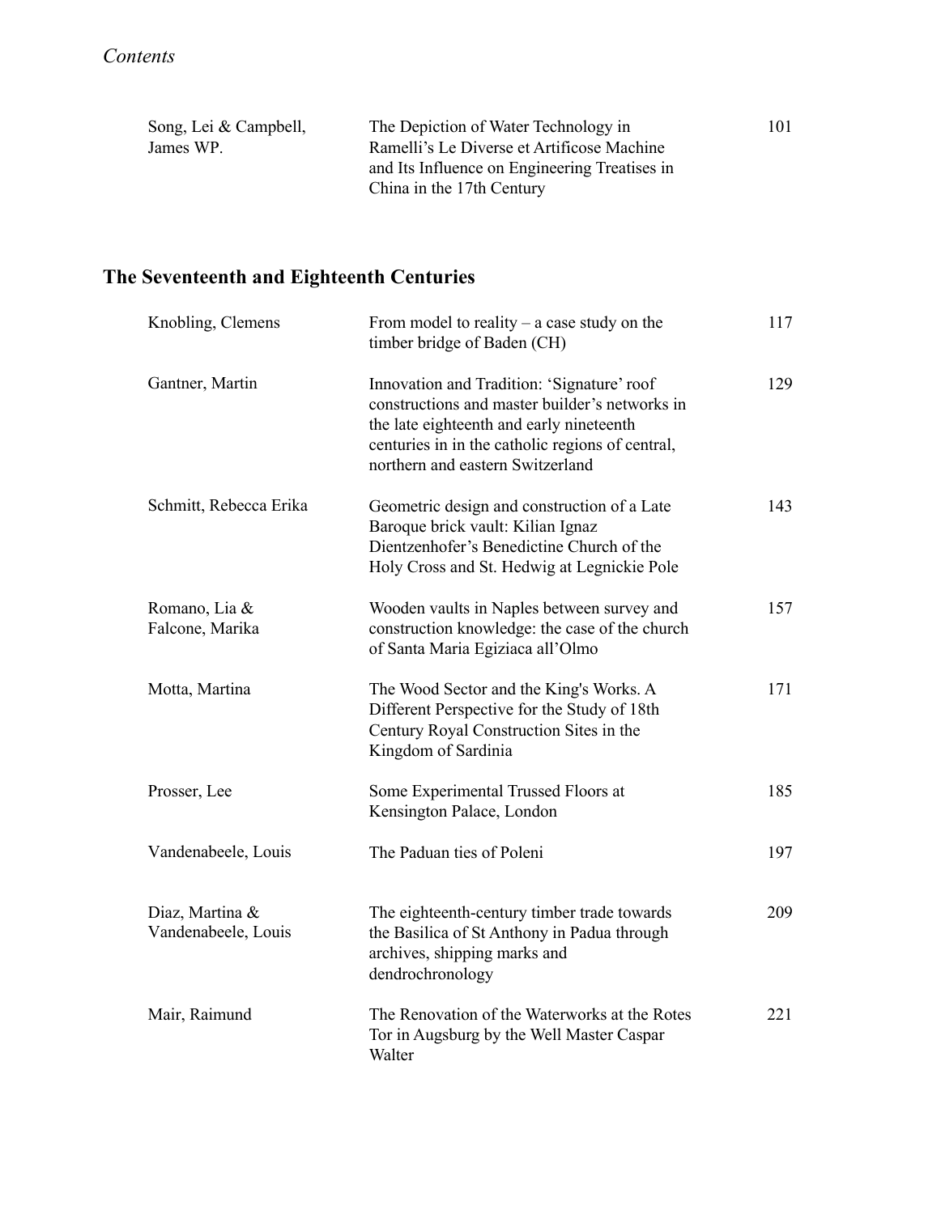| | | |
|---|---|---|
| Song, Lei & Campbell, James WP. | The Depiction of Water Technology in Ramelli's Le Diverse et Artificose Machine and Its Influence on Engineering Treatises in China in the 17th Century | 101 |

## The Seventeenth and Eighteenth Centuries

| | | |
|---|---|---|
| Knobling, Clemens | From model to reality – a case study on the timber bridge of Baden (CH) | 117 |
| Gantner, Martin | Innovation and Tradition: 'Signature' roof constructions and master builder's networks in the late eighteenth and early nineteenth centuries in in the catholic regions of central, northern and eastern Switzerland | 129 |
| Schmitt, Rebecca Erika | Geometric design and construction of a Late Baroque brick vault: Kilian Ignaz Dientzenhofer's Benedictine Church of the Holy Cross and St. Hedwig at Legnickie Pole | 143 |
| Romano, Lia & Falcone, Marika | Wooden vaults in Naples between survey and construction knowledge: the case of the church of Santa Maria Egiziaca all'Olmo | 157 |
| Motta, Martina | The Wood Sector and the King's Works. A Different Perspective for the Study of 18th Century Royal Construction Sites in the Kingdom of Sardinia | 171 |
| Prosser, Lee | Some Experimental Trussed Floors at Kensington Palace, London | 185 |
| Vandenabeele, Louis | The Paduan ties of Poleni | 197 |
| Diaz, Martina & Vandenabeele, Louis | The eighteenth-century timber trade towards the Basilica of St Anthony in Padua through archives, shipping marks and dendrochronology | 209 |
| Mair, Raimund | The Renovation of the Waterworks at the Rotes Tor in Augsburg by the Well Master Caspar Walter | 221 |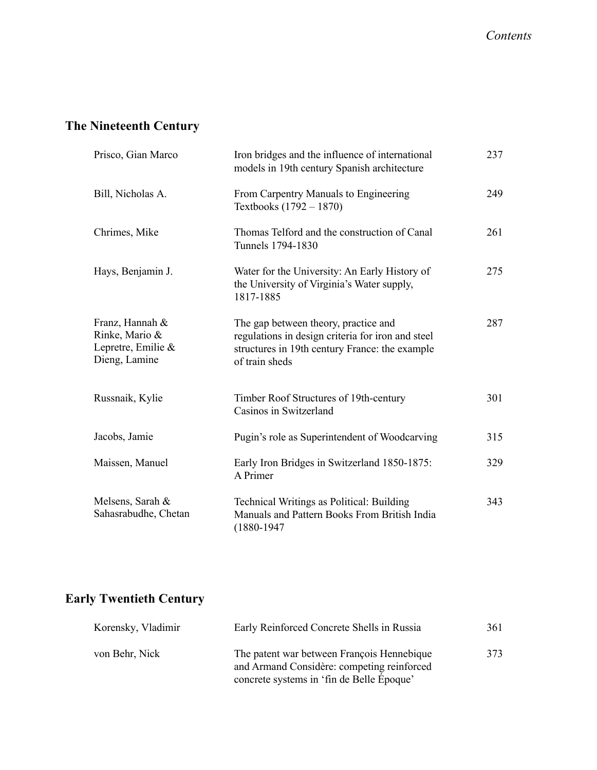## The Nineteenth Century

| Author | Title | Page |
|---|---|---|
| Prisco, Gian Marco | Iron bridges and the influence of international models in 19th century Spanish architecture | 237 |
| Bill, Nicholas A. | From Carpentry Manuals to Engineering Textbooks (1792 – 1870) | 249 |
| Chrimes, Mike | Thomas Telford and the construction of Canal Tunnels 1794-1830 | 261 |
| Hays, Benjamin J. | Water for the University: An Early History of the University of Virginia's Water supply, 1817-1885 | 275 |
| Franz, Hannah & Rinke, Mario & Lepretre, Emilie & Dieng, Lamine | The gap between theory, practice and regulations in design criteria for iron and steel structures in 19th century France: the example of train sheds | 287 |
| Russnaik, Kylie | Timber Roof Structures of 19th-century Casinos in Switzerland | 301 |
| Jacobs, Jamie | Pugin's role as Superintendent of Woodcarving | 315 |
| Maissen, Manuel | Early Iron Bridges in Switzerland 1850-1875: A Primer | 329 |
| Melsens, Sarah & Sahasrabudhe, Chetan | Technical Writings as Political: Building Manuals and Pattern Books From British India (1880-1947 | 343 |

## Early Twentieth Century

| Author | Title | Page |
|---|---|---|
| Korensky, Vladimir | Early Reinforced Concrete Shells in Russia | 361 |
| von Behr, Nick | The patent war between François Hennebique and Armand Considère: competing reinforced concrete systems in 'fin de Belle Époque' | 373 |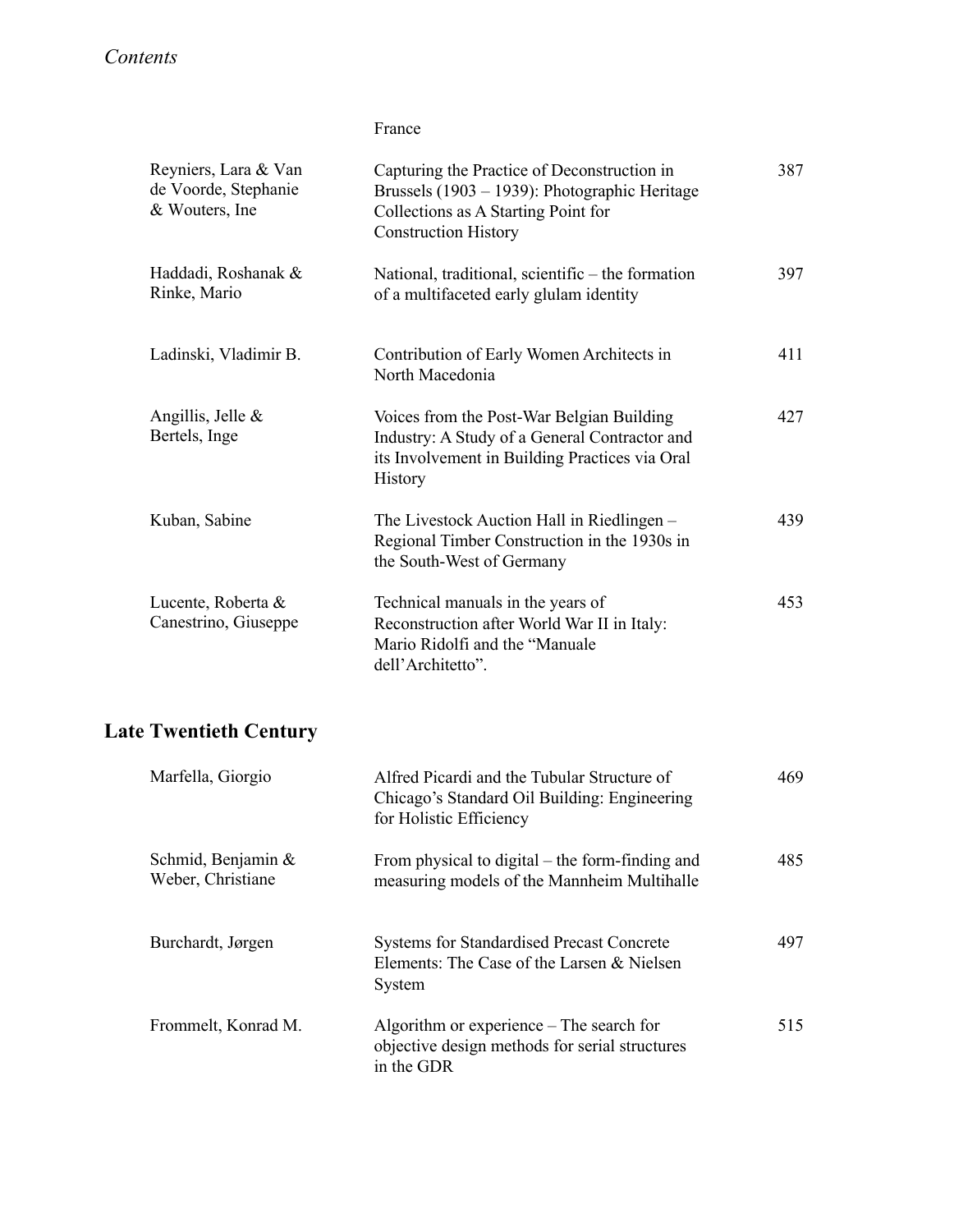France

| | | |
|---|---|---|
| Reyniers, Lara & Van de Voorde, Stephanie & Wouters, Ine | Capturing the Practice of Deconstruction in Brussels (1903 – 1939): Photographic Heritage Collections as A Starting Point for Construction History | 387 |
| Haddadi, Roshanak & Rinke, Mario | National, traditional, scientific – the formation of a multifaceted early glulam identity | 397 |
| Ladinski, Vladimir B. | Contribution of Early Women Architects in North Macedonia | 411 |
| Angillis, Jelle & Bertels, Inge | Voices from the Post-War Belgian Building Industry: A Study of a General Contractor and its Involvement in Building Practices via Oral History | 427 |
| Kuban, Sabine | The Livestock Auction Hall in Riedlingen – Regional Timber Construction in the 1930s in the South-West of Germany | 439 |
| Lucente, Roberta & Canestrino, Giuseppe | Technical manuals in the years of Reconstruction after World War II in Italy: Mario Ridolfi and the "Manuale dell'Architetto". | 453 |

## Late Twentieth Century

| | | |
|---|---|---|
| Marfella, Giorgio | Alfred Picardi and the Tubular Structure of Chicago's Standard Oil Building: Engineering for Holistic Efficiency | 469 |
| Schmid, Benjamin & Weber, Christiane | From physical to digital – the form-finding and measuring models of the Mannheim Multihalle | 485 |
| Burchardt, Jørgen | Systems for Standardised Precast Concrete Elements: The Case of the Larsen & Nielsen System | 497 |
| Frommelt, Konrad M. | Algorithm or experience – The search for objective design methods for serial structures in the GDR | 515 |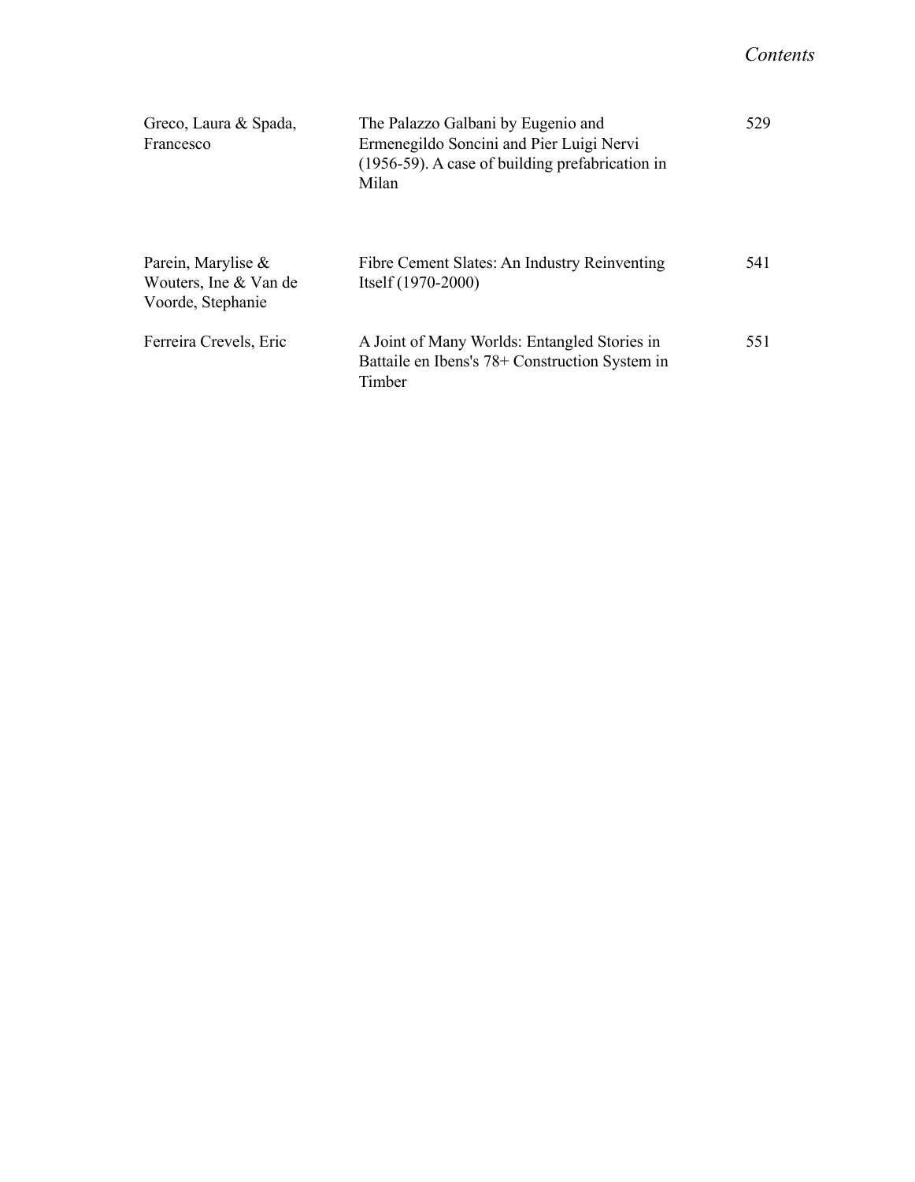| | | |
|---|---|---|
| Greco, Laura & Spada, Francesco | The Palazzo Galbani by Eugenio and Ermenegildo Soncini and Pier Luigi Nervi (1956-59). A case of building prefabrication in Milan | 529 |
| Parein, Marylise & Wouters, Ine & Van de Voorde, Stephanie | Fibre Cement Slates: An Industry Reinventing Itself (1970-2000) | 541 |
| Ferreira Crevels, Eric | A Joint of Many Worlds: Entangled Stories in Battaile en Ibens's 78+ Construction System in Timber | 551 |